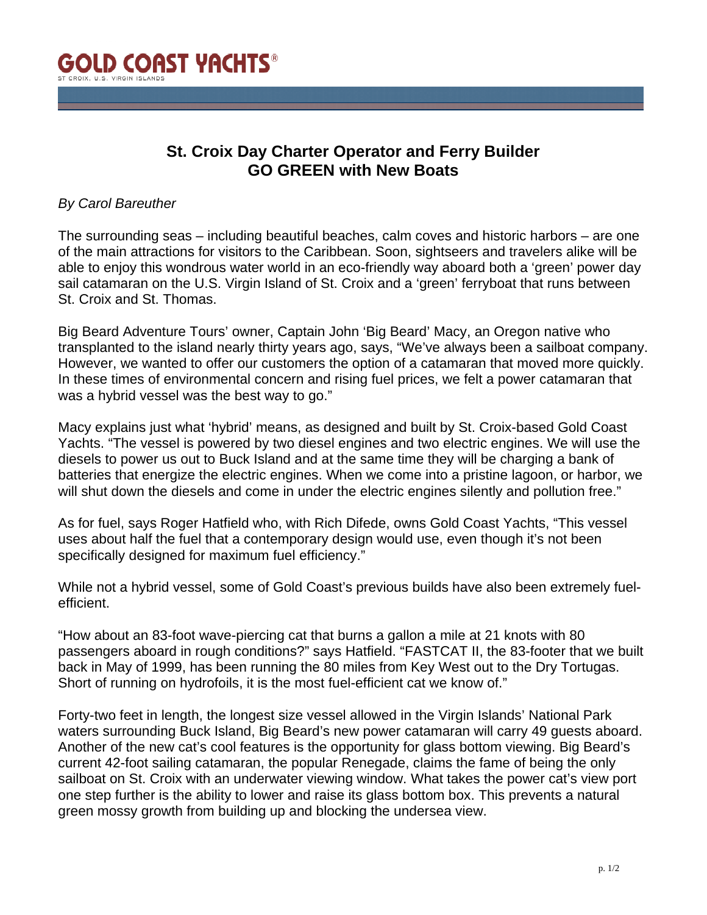# GOLD COAST YACHTS®

ST CROIX, U.S. VIRGIN ISLANDS

## St. Croix Day Charter Operator and Ferry Builder GO GREEN with New Boats

*By Carol Bareuther*

The surrounding seas – including beautiful beaches, calm coves and historic harbors – are one of the main attractions for visitors to the Caribbean. Soon, sightseers and travelers alike will be able to enjoy this wondrous water world in an eco-friendly way aboard both a 'green' power day sail catamaran on the U.S. Virgin Island of St. Croix and a 'green' ferryboat that runs between St. Croix and St. Thomas.

Big Beard Adventure Tours' owner, Captain John 'Big Beard' Macy, an Oregon native who transplanted to the island nearly thirty years ago, says, "We've always been a sailboat company. However, we wanted to offer our customers the option of a catamaran that moved more quickly. In these times of environmental concern and rising fuel prices, we felt a power catamaran that was a hybrid vessel was the best way to go."

Macy explains just what 'hybrid' means, as designed and built by St. Croix-based Gold Coast Yachts. "The vessel is powered by two diesel engines and two electric engines. We will use the diesels to power us out to Buck Island and at the same time they will be charging a bank of batteries that energize the electric engines. When we come into a pristine lagoon, or harbor, we will shut down the diesels and come in under the electric engines silently and pollution free."

As for fuel, says Roger Hatfield who, with Rich Difede, owns Gold Coast Yachts, "This vessel uses about half the fuel that a contemporary design would use, even though it's not been specifically designed for maximum fuel efficiency."

While not a hybrid vessel, some of Gold Coast's previous builds have also been extremely fuel-efficient.

"How about an 83-foot wave-piercing cat that burns a gallon a mile at 21 knots with 80 passengers aboard in rough conditions?" says Hatfield. "FASTCAT II, the 83-footer that we built back in May of 1999, has been running the 80 miles from Key West out to the Dry Tortugas. Short of running on hydrofoils, it is the most fuel-efficient cat we know of."

Forty-two feet in length, the longest size vessel allowed in the Virgin Islands' National Park waters surrounding Buck Island, Big Beard's new power catamaran will carry 49 guests aboard. Another of the new cat's cool features is the opportunity for glass bottom viewing. Big Beard's current 42-foot sailing catamaran, the popular Renegade, claims the fame of being the only sailboat on St. Croix with an underwater viewing window. What takes the power cat's view port one step further is the ability to lower and raise its glass bottom box. This prevents a natural green mossy growth from building up and blocking the undersea view.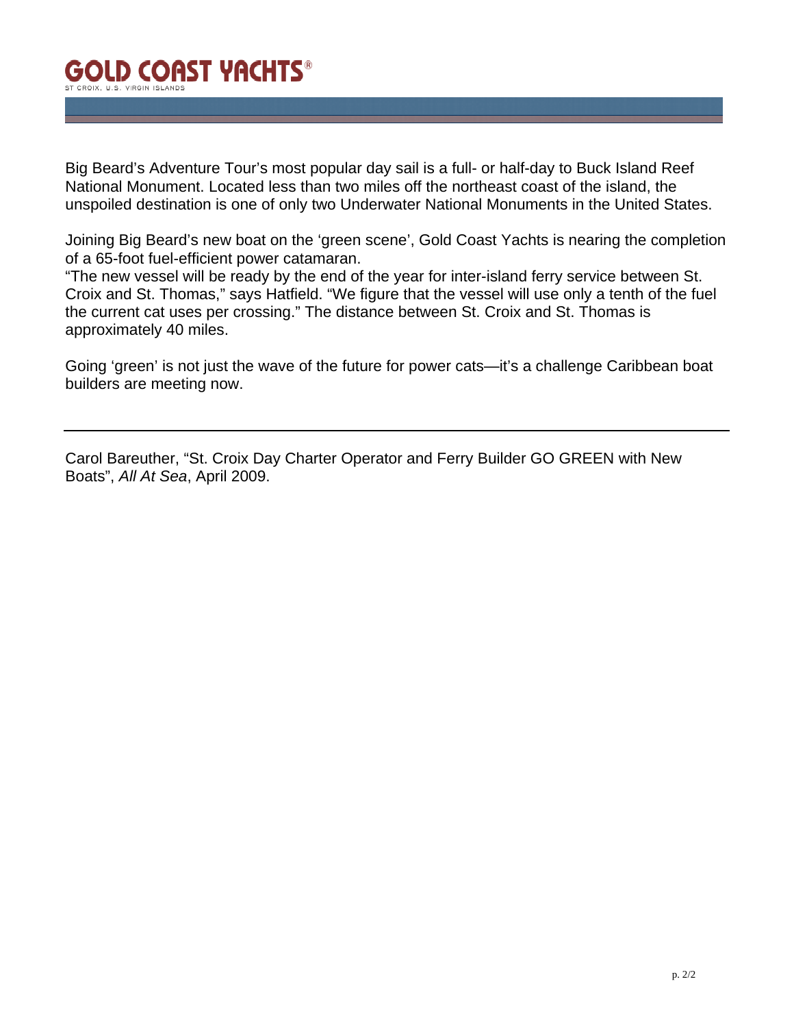Big Beard's Adventure Tour's most popular day sail is a full- or half-day to Buck Island Reef National Monument. Located less than two miles off the northeast coast of the island, the unspoiled destination is one of only two Underwater National Monuments in the United States.

Joining Big Beard's new boat on the 'green scene', Gold Coast Yachts is nearing the completion of a 65-foot fuel-efficient power catamaran.
"The new vessel will be ready by the end of the year for inter-island ferry service between St. Croix and St. Thomas," says Hatfield. "We figure that the vessel will use only a tenth of the fuel the current cat uses per crossing." The distance between St. Croix and St. Thomas is approximately 40 miles.

Going 'green' is not just the wave of the future for power cats—it's a challenge Caribbean boat builders are meeting now.

---

Carol Bareuther, "St. Croix Day Charter Operator and Ferry Builder GO GREEN with New Boats", *All At Sea*, April 2009.